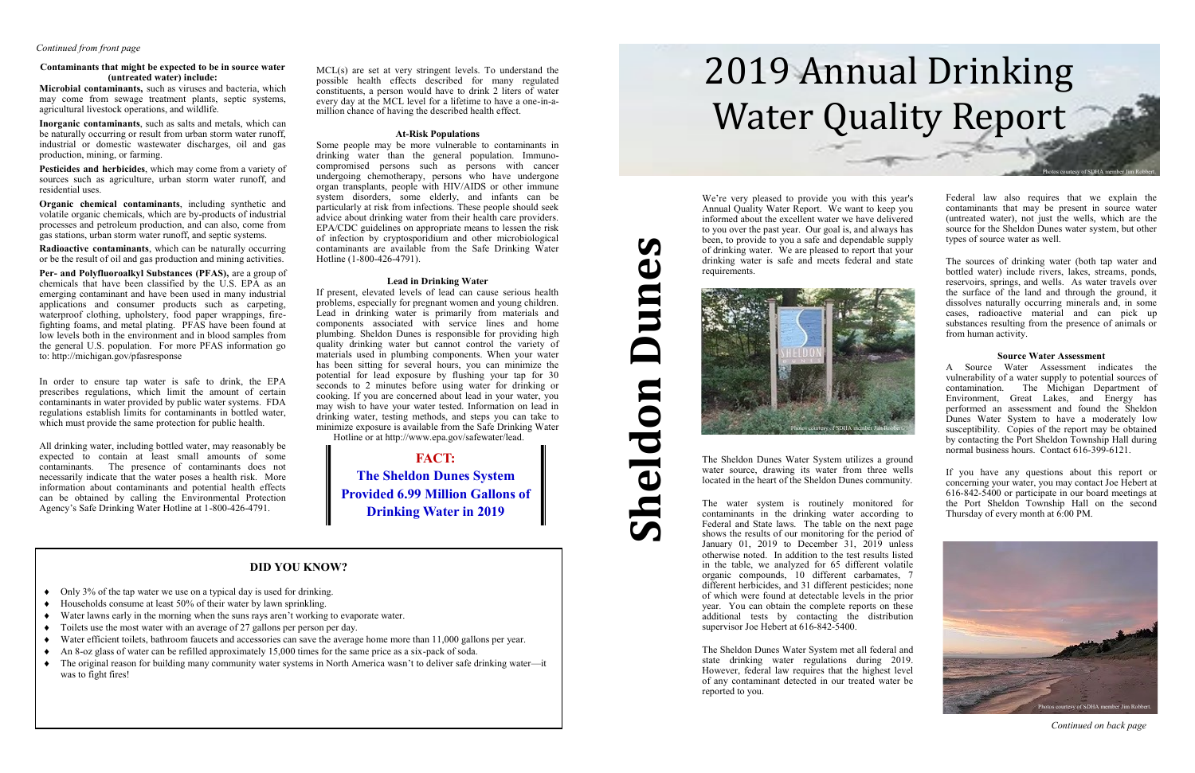*Continued from front page*

**Contaminants that might be expected to be in source water (untreated water) include:**

**Microbial contaminants,** such as viruses and bacteria, which may come from sewage treatment plants, septic systems, agricultural livestock operations, and wildlife.

**Inorganic contaminants**, such as salts and metals, which can be naturally occurring or result from urban storm water runoff, industrial or domestic wastewater discharges, oil and gas production, mining, or farming.

**Pesticides and herbicides**, which may come from a variety of sources such as agriculture, urban storm water runoff, and residential uses.

**Organic chemical contaminants**, including synthetic and volatile organic chemicals, which are by-products of industrial processes and petroleum production, and can also, come from gas stations, urban storm water runoff, and septic systems.

**Radioactive contaminants**, which can be naturally occurring or be the result of oil and gas production and mining activities.

**Per- and Polyfluoroalkyl Substances (PFAS),** are a group of chemicals that have been classified by the U.S. EPA as an emerging contaminant and have been used in many industrial applications and consumer products such as carpeting, waterproof clothing, upholstery, food paper wrappings, fire-fighting foams, and metal plating. PFAS have been found at low levels both in the environment and in blood samples from the general U.S. population. For more PFAS information go to: http://michigan.gov/pfasresponse

In order to ensure tap water is safe to drink, the EPA prescribes regulations, which limit the amount of certain contaminants in water provided by public water systems. FDA regulations establish limits for contaminants in bottled water, which must provide the same protection for public health.

All drinking water, including bottled water, may reasonably be expected to contain at least small amounts of some contaminants. The presence of contaminants does not necessarily indicate that the water poses a health risk. More information about contaminants and potential health effects can be obtained by calling the Environmental Protection Agency's Safe Drinking Water Hotline at 1-800-426-4791.

MCL(s) are set at very stringent levels. To understand the possible health effects described for many regulated constituents, a person would have to drink 2 liters of water every day at the MCL level for a lifetime to have a one-in-a-million chance of having the described health effect.

**At-Risk Populations**

Some people may be more vulnerable to contaminants in drinking water than the general population. Immuno-compromised persons such as persons with cancer undergoing chemotherapy, persons who have undergone organ transplants, people with HIV/AIDS or other immune system disorders, some elderly, and infants can be particularly at risk from infections. These people should seek advice about drinking water from their health care providers. EPA/CDC guidelines on appropriate means to lessen the risk of infection by cryptosporidium and other microbiological contaminants are available from the Safe Drinking Water Hotline (1-800-426-4791).

**Lead in Drinking Water**

If present, elevated levels of lead can cause serious health problems, especially for pregnant women and young children. Lead in drinking water is primarily from materials and components associated with service lines and home plumbing. Sheldon Dunes is responsible for providing high quality drinking water but cannot control the variety of materials used in plumbing components. When your water has been sitting for several hours, you can minimize the potential for lead exposure by flushing your tap for 30 seconds to 2 minutes before using water for drinking or cooking. If you are concerned about lead in your water, you may wish to have your water tested. Information on lead in drinking water, testing methods, and steps you can take to minimize exposure is available from the Safe Drinking Water Hotline or at http://www.epa.gov/safewater/lead.

**FACT:**
**The Sheldon Dunes System Provided 6.99 Million Gallons of Drinking Water in 2019**

## DID YOU KNOW?

- Only 3% of the tap water we use on a typical day is used for drinking.
- Households consume at least 50% of their water by lawn sprinkling.
- Water lawns early in the morning when the suns rays aren't working to evaporate water.
- Toilets use the most water with an average of 27 gallons per person per day.
- Water efficient toilets, bathroom faucets and accessories can save the average home more than 11,000 gallons per year.
- An 8-oz glass of water can be refilled approximately 15,000 times for the same price as a six-pack of soda.
- The original reason for building many community water systems in North America wasn't to deliver safe drinking water—it was to fight fires!

# 2019 Annual Drinking Water Quality Report

Photos courtesy of SDHA member Jim Robbert.

## Sheldon Dunes

We're very pleased to provide you with this year's Annual Quality Water Report. We want to keep you informed about the excellent water we have delivered to you over the past year. Our goal is, and always has been, to provide to you a safe and dependable supply of drinking water. We are pleased to report that your drinking water is safe and meets federal and state requirements.

Photos courtesy of SDHA member Jim Robbert.

The Sheldon Dunes Water System utilizes a ground water source, drawing its water from three wells located in the heart of the Sheldon Dunes community.

The water system is routinely monitored for contaminants in the drinking water according to Federal and State laws. The table on the next page shows the results of our monitoring for the period of January 01, 2019 to December 31, 2019 unless otherwise noted. In addition to the test results listed in the table, we analyzed for 65 different volatile organic compounds, 10 different carbamates, 7 different herbicides, and 31 different pesticides; none of which were found at detectable levels in the prior year. You can obtain the complete reports on these additional tests by contacting the distribution supervisor Joe Hebert at 616-842-5400.

The Sheldon Dunes Water System met all federal and state drinking water regulations during 2019. However, federal law requires that the highest level of any contaminant detected in our treated water be reported to you.

Federal law also requires that we explain the contaminants that may be present in source water (untreated water), not just the wells, which are the source for the Sheldon Dunes water system, but other types of source water as well.

The sources of drinking water (both tap water and bottled water) include rivers, lakes, streams, ponds, reservoirs, springs, and wells. As water travels over the surface of the land and through the ground, it dissolves naturally occurring minerals and, in some cases, radioactive material and can pick up substances resulting from the presence of animals or from human activity.

**Source Water Assessment**

A Source Water Assessment indicates the vulnerability of a water supply to potential sources of contamination. The Michigan Department of Environment, Great Lakes, and Energy has performed an assessment and found the Sheldon Dunes Water System to have a moderately low susceptibility. Copies of the report may be obtained by contacting the Port Sheldon Township Hall during normal business hours. Contact 616-399-6121.

If you have any questions about this report or concerning your water, you may contact Joe Hebert at 616-842-5400 or participate in our board meetings at the Port Sheldon Township Hall on the second Thursday of every month at 6:00 PM.

Photos courtesy of SDHA member Jim Robbert.

*Continued on back page*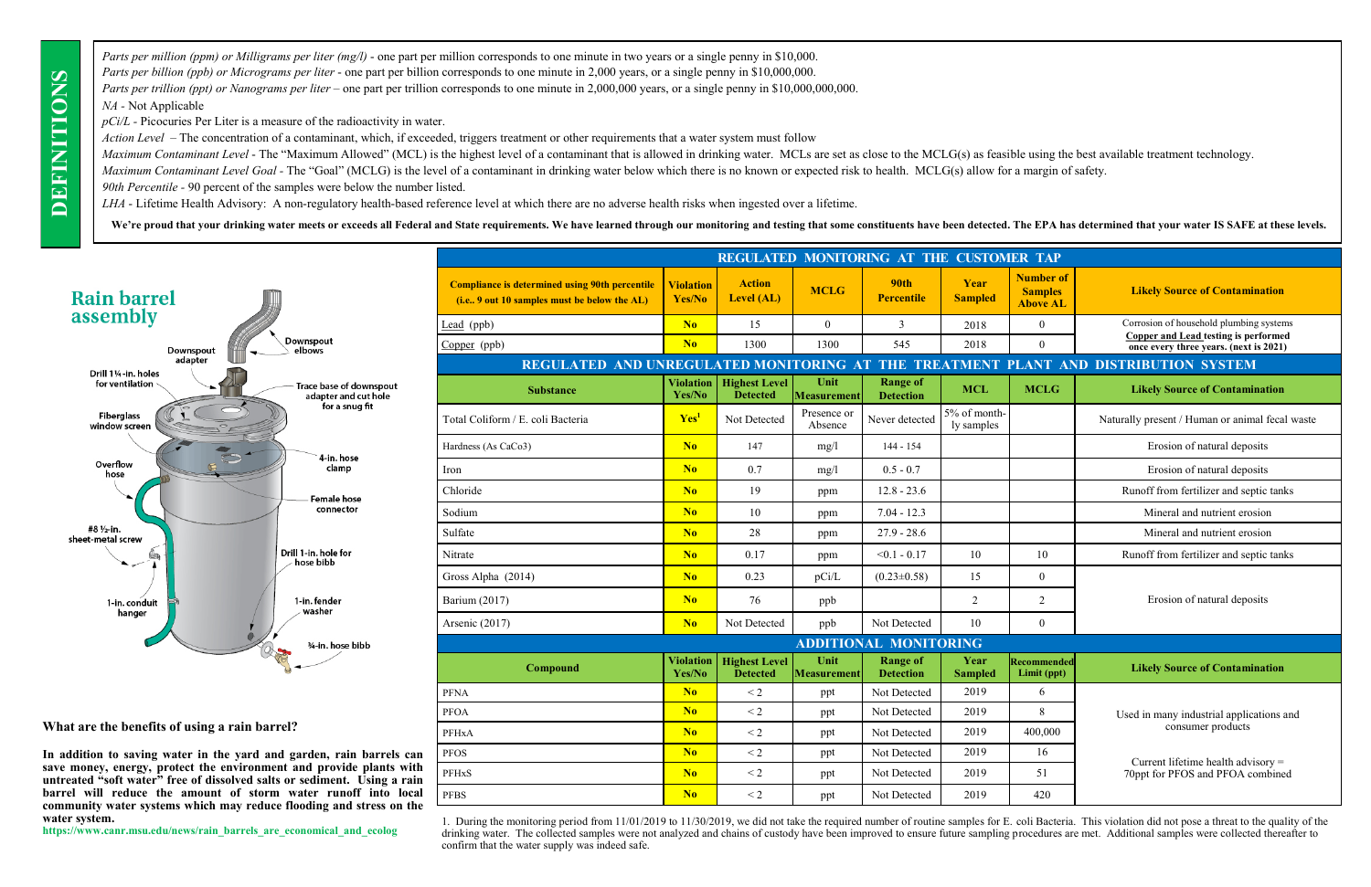# DEFINITIONS

*Parts per million (ppm) or Milligrams per liter (mg/l)* - one part per million corresponds to one minute in two years or a single penny in $10,000.
*Parts per billion (ppb) or Micrograms per liter* - one part per billion corresponds to one minute in 2,000 years, or a single penny in $10,000,000.
*Parts per trillion (ppt) or Nanograms per liter* – one part per trillion corresponds to one minute in 2,000,000 years, or a single penny in $10,000,000,000.
*NA* - Not Applicable
*pCi/L* - Picocuries Per Liter is a measure of the radioactivity in water.
*Action Level* – The concentration of a contaminant, which, if exceeded, triggers treatment or other requirements that a water system must follow
*Maximum Contaminant Level* - The "Maximum Allowed" (MCL) is the highest level of a contaminant that is allowed in drinking water. MCLs are set as close to the MCLG(s) as feasible using the best available treatment technology.
*Maximum Contaminant Level Goal* - The "Goal" (MCLG) is the level of a contaminant in drinking water below which there is no known or expected risk to health. MCLG(s) allow for a margin of safety.
*90th Percentile* - 90 percent of the samples were below the number listed.
*LHA* - Lifetime Health Advisory: A non-regulatory health-based reference level at which there are no adverse health risks when ingested over a lifetime.

**We're proud that your drinking water meets or exceeds all Federal and State requirements. We have learned through our monitoring and testing that some constituents have been detected. The EPA has determined that your water IS SAFE at these levels.**

## Rain barrel assembly

Downspout adapter
Downspout elbows
Drill 1¼-in. holes for ventilation
Trace base of downspout adapter and cut hole for a snug fit
Fiberglass window screen
Overflow hose
4-in. hose clamp
Female hose connector
#8 ½-in. sheet-metal screw
Drill 1-in. hole for hose bibb
1-in. conduit hanger
1-in. fender washer
¾-in. hose bibb

**What are the benefits of using a rain barrel?**

**In addition to saving water in the yard and garden, rain barrels can save money, energy, protect the environment and provide plants with untreated "soft water" free of dissolved salts or sediment. Using a rain barrel will reduce the amount of storm water runoff into local community water systems which may reduce flooding and stress on the water system.**

**https://www.canr.msu.edu/news/rain_barrels_are_economical_and_ecolog**

### REGULATED MONITORING AT THE CUSTOMER TAP

| Compliance is determined using 90th percentile (i.e.. 9 out 10 samples must be below the AL) | Violation Yes/No | Action Level (AL) | MCLG | 90th Percentile | Year Sampled | Number of Samples Above AL | Likely Source of Contamination |
|---|---|---|---|---|---|---|---|
| Lead (ppb) | No | 15 | 0 | 3 | 2018 | 0 | Corrosion of household plumbing systems |
| Copper (ppb) | No | 1300 | 1300 | 545 | 2018 | 0 | **Copper and Lead testing is performed once every three years. (next is 2021)** |

### REGULATED AND UNREGULATED MONITORING AT THE TREATMENT PLANT AND DISTRIBUTION SYSTEM

| Substance | Violation Yes/No | Highest Level Detected | Unit Measurement | Range of Detection | MCL | MCLG | Likely Source of Contamination |
|---|---|---|---|---|---|---|---|
| Total Coliform / E. coli Bacteria | Yes[1] | Not Detected | Presence or Absence | Never detected | 5% of monthly samples | | Naturally present / Human or animal fecal waste |
| Hardness (As CaCo3) | No | 147 | mg/l | 144 - 154 | | | Erosion of natural deposits |
| Iron | No | 0.7 | mg/l | 0.5 - 0.7 | | | Erosion of natural deposits |
| Chloride | No | 19 | ppm | 12.8 - 23.6 | | | Runoff from fertilizer and septic tanks |
| Sodium | No | 10 | ppm | 7.04 - 12.3 | | | Mineral and nutrient erosion |
| Sulfate | No | 28 | ppm | 27.9 - 28.6 | | | Mineral and nutrient erosion |
| Nitrate | No | 0.17 | ppm | <0.1 - 0.17 | 10 | 10 | Runoff from fertilizer and septic tanks |
| Gross Alpha (2014) | No | 0.23 | pCi/L | (0.23±0.58) | 15 | 0 | Erosion of natural deposits |
| Barium (2017) | No | 76 | ppb | | 2 | 2 | |
| Arsenic (2017) | No | Not Detected | ppb | Not Detected | 10 | 0 | |

### ADDITIONAL MONITORING

| Compound | Violation Yes/No | Highest Level Detected | Unit Measurement | Range of Detection | Year Sampled | Recommended Limit (ppt) | Likely Source of Contamination |
|---|---|---|---|---|---|---|---|
| PFNA | No | < 2 | ppt | Not Detected | 2019 | 6 | Used in many industrial applications and consumer products |
| PFOA | No | < 2 | ppt | Not Detected | 2019 | 8 | |
| PFHxA | No | < 2 | ppt | Not Detected | 2019 | 400,000 | |
| PFOS | No | < 2 | ppt | Not Detected | 2019 | 16 | Current lifetime health advisory = 70ppt for PFOS and PFOA combined |
| PFHxS | No | < 2 | ppt | Not Detected | 2019 | 51 | |
| PFBS | No | < 2 | ppt | Not Detected | 2019 | 420 | |

1. During the monitoring period from 11/01/2019 to 11/30/2019, we did not take the required number of routine samples for E. coli Bacteria. This violation did not pose a threat to the quality of the drinking water. The collected samples were not analyzed and chains of custody have been improved to ensure future sampling procedures are met. Additional samples were collected thereafter to confirm that the water supply was indeed safe.